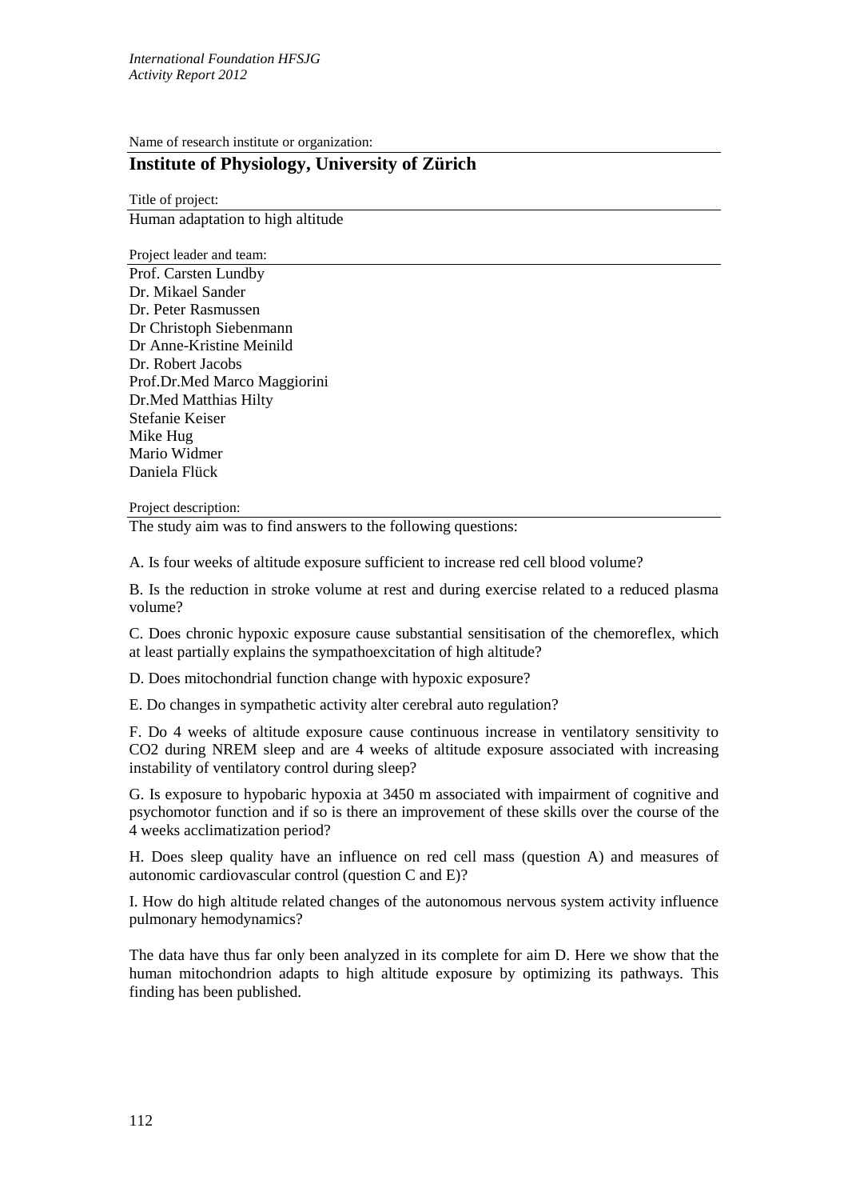Name of research institute or organization:

## Institute of Physiology, University of Zürich

Title of project:

Human adaptation to high altitude

Project leader and team:

Prof. Carsten Lundby
Dr. Mikael Sander
Dr. Peter Rasmussen
Dr Christoph Siebenmann
Dr Anne-Kristine Meinild
Dr. Robert Jacobs
Prof.Dr.Med Marco Maggiorini
Dr.Med Matthias Hilty
Stefanie Keiser
Mike Hug
Mario Widmer
Daniela Flück

Project description:

The study aim was to find answers to the following questions:

A. Is four weeks of altitude exposure sufficient to increase red cell blood volume?

B. Is the reduction in stroke volume at rest and during exercise related to a reduced plasma volume?

C. Does chronic hypoxic exposure cause substantial sensitisation of the chemoreflex, which at least partially explains the sympathoexcitation of high altitude?

D. Does mitochondrial function change with hypoxic exposure?

E. Do changes in sympathetic activity alter cerebral auto regulation?

F. Do 4 weeks of altitude exposure cause continuous increase in ventilatory sensitivity to $CO_2$ during NREM sleep and are 4 weeks of altitude exposure associated with increasing instability of ventilatory control during sleep?

G. Is exposure to hypobaric hypoxia at 3450 m associated with impairment of cognitive and psychomotor function and if so is there an improvement of these skills over the course of the 4 weeks acclimatization period?

H. Does sleep quality have an influence on red cell mass (question A) and measures of autonomic cardiovascular control (question C and E)?

I. How do high altitude related changes of the autonomous nervous system activity influence pulmonary hemodynamics?

The data have thus far only been analyzed in its complete for aim D. Here we show that the human mitochondrion adapts to high altitude exposure by optimizing its pathways. This finding has been published.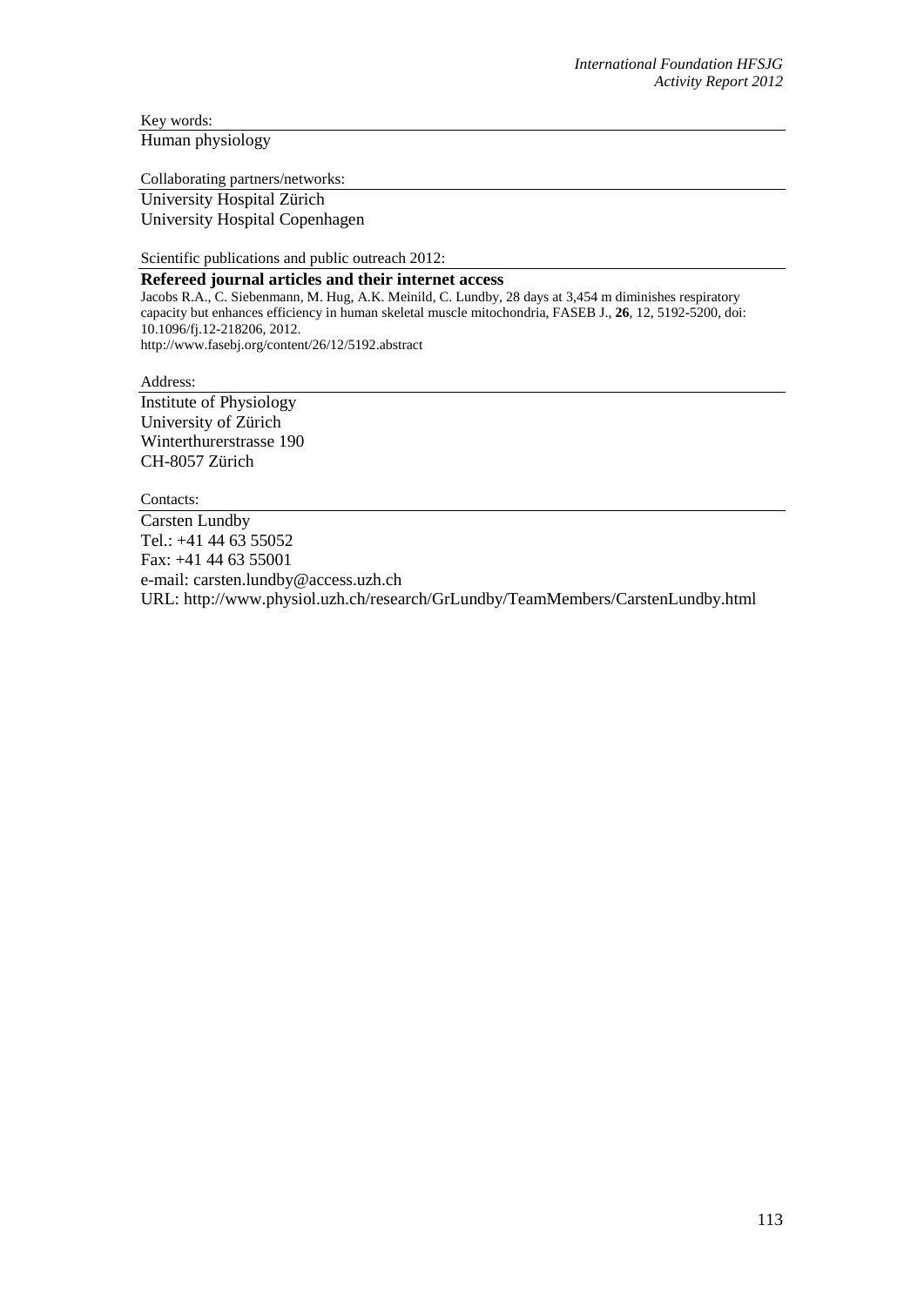Key words:

Human physiology

Collaborating partners/networks:

University Hospital Zürich
University Hospital Copenhagen

Scientific publications and public outreach 2012:

**Refereed journal articles and their internet access**

Jacobs R.A., C. Siebenmann, M. Hug, A.K. Meinild, C. Lundby, 28 days at 3,454 m diminishes respiratory capacity but enhances efficiency in human skeletal muscle mitochondria, FASEB J., **26**, 12, 5192-5200, doi: 10.1096/fj.12-218206, 2012.
http://www.fasebj.org/content/26/12/5192.abstract

Address:

Institute of Physiology
University of Zürich
Winterthurerstrasse 190
CH-8057 Zürich

Contacts:

Carsten Lundby
Tel.: +41 44 63 55052
Fax: +41 44 63 55001
e-mail: carsten.lundby@access.uzh.ch
URL: http://www.physiol.uzh.ch/research/GrLundby/TeamMembers/CarstenLundby.html